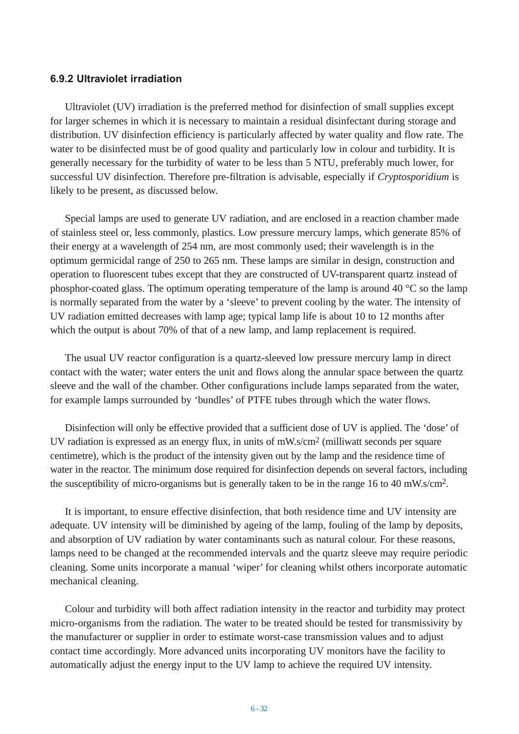### 6.9.2 Ultraviolet irradiation

Ultraviolet (UV) irradiation is the preferred method for disinfection of small supplies except for larger schemes in which it is necessary to maintain a residual disinfectant during storage and distribution. UV disinfection efficiency is particularly affected by water quality and flow rate. The water to be disinfected must be of good quality and particularly low in colour and turbidity. It is generally necessary for the turbidity of water to be less than 5 NTU, preferably much lower, for successful UV disinfection. Therefore pre-filtration is advisable, especially if *Cryptosporidium* is likely to be present, as discussed below.

Special lamps are used to generate UV radiation, and are enclosed in a reaction chamber made of stainless steel or, less commonly, plastics. Low pressure mercury lamps, which generate 85% of their energy at a wavelength of 254 nm, are most commonly used; their wavelength is in the optimum germicidal range of 250 to 265 nm. These lamps are similar in design, construction and operation to fluorescent tubes except that they are constructed of UV-transparent quartz instead of phosphor-coated glass. The optimum operating temperature of the lamp is around 40 °C so the lamp is normally separated from the water by a ‘sleeve’ to prevent cooling by the water. The intensity of UV radiation emitted decreases with lamp age; typical lamp life is about 10 to 12 months after which the output is about 70% of that of a new lamp, and lamp replacement is required.

The usual UV reactor configuration is a quartz-sleeved low pressure mercury lamp in direct contact with the water; water enters the unit and flows along the annular space between the quartz sleeve and the wall of the chamber. Other configurations include lamps separated from the water, for example lamps surrounded by ‘bundles’ of PTFE tubes through which the water flows.

Disinfection will only be effective provided that a sufficient dose of UV is applied. The ‘dose’ of UV radiation is expressed as an energy flux, in units of $mW.s/cm^2$ (milliwatt seconds per square centimetre), which is the product of the intensity given out by the lamp and the residence time of water in the reactor. The minimum dose required for disinfection depends on several factors, including the susceptibility of micro-organisms but is generally taken to be in the range 16 to 40 $mW.s/cm^2$.

It is important, to ensure effective disinfection, that both residence time and UV intensity are adequate. UV intensity will be diminished by ageing of the lamp, fouling of the lamp by deposits, and absorption of UV radiation by water contaminants such as natural colour. For these reasons, lamps need to be changed at the recommended intervals and the quartz sleeve may require periodic cleaning. Some units incorporate a manual ‘wiper’ for cleaning whilst others incorporate automatic mechanical cleaning.

Colour and turbidity will both affect radiation intensity in the reactor and turbidity may protect micro-organisms from the radiation. The water to be treated should be tested for transmissivity by the manufacturer or supplier in order to estimate worst-case transmission values and to adjust contact time accordingly. More advanced units incorporating UV monitors have the facility to automatically adjust the energy input to the UV lamp to achieve the required UV intensity.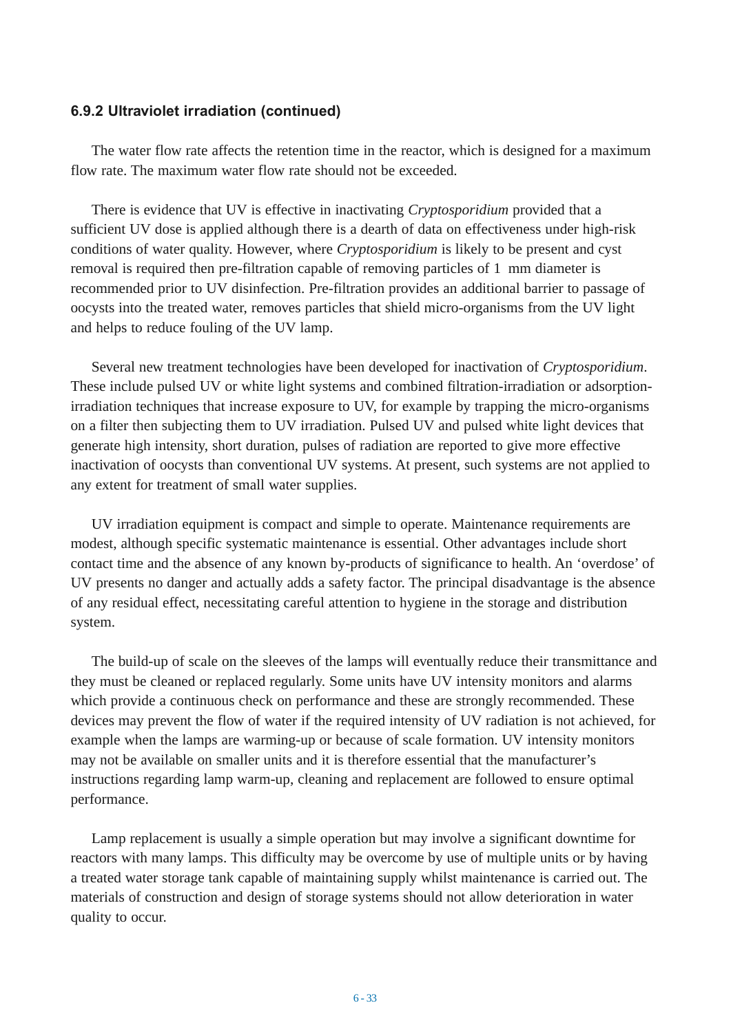### 6.9.2 Ultraviolet irradiation (continued)

The water flow rate affects the retention time in the reactor, which is designed for a maximum flow rate. The maximum water flow rate should not be exceeded.

There is evidence that UV is effective in inactivating *Cryptosporidium* provided that a sufficient UV dose is applied although there is a dearth of data on effectiveness under high-risk conditions of water quality. However, where *Cryptosporidium* is likely to be present and cyst removal is required then pre-filtration capable of removing particles of 1  mm diameter is recommended prior to UV disinfection. Pre-filtration provides an additional barrier to passage of oocysts into the treated water, removes particles that shield micro-organisms from the UV light and helps to reduce fouling of the UV lamp.

Several new treatment technologies have been developed for inactivation of *Cryptosporidium*. These include pulsed UV or white light systems and combined filtration-irradiation or adsorption-irradiation techniques that increase exposure to UV, for example by trapping the micro-organisms on a filter then subjecting them to UV irradiation. Pulsed UV and pulsed white light devices that generate high intensity, short duration, pulses of radiation are reported to give more effective inactivation of oocysts than conventional UV systems. At present, such systems are not applied to any extent for treatment of small water supplies.

UV irradiation equipment is compact and simple to operate. Maintenance requirements are modest, although specific systematic maintenance is essential. Other advantages include short contact time and the absence of any known by-products of significance to health. An ‘overdose’ of UV presents no danger and actually adds a safety factor. The principal disadvantage is the absence of any residual effect, necessitating careful attention to hygiene in the storage and distribution system.

The build-up of scale on the sleeves of the lamps will eventually reduce their transmittance and they must be cleaned or replaced regularly. Some units have UV intensity monitors and alarms which provide a continuous check on performance and these are strongly recommended. These devices may prevent the flow of water if the required intensity of UV radiation is not achieved, for example when the lamps are warming-up or because of scale formation. UV intensity monitors may not be available on smaller units and it is therefore essential that the manufacturer’s instructions regarding lamp warm-up, cleaning and replacement are followed to ensure optimal performance.

Lamp replacement is usually a simple operation but may involve a significant downtime for reactors with many lamps. This difficulty may be overcome by use of multiple units or by having a treated water storage tank capable of maintaining supply whilst maintenance is carried out. The materials of construction and design of storage systems should not allow deterioration in water quality to occur.